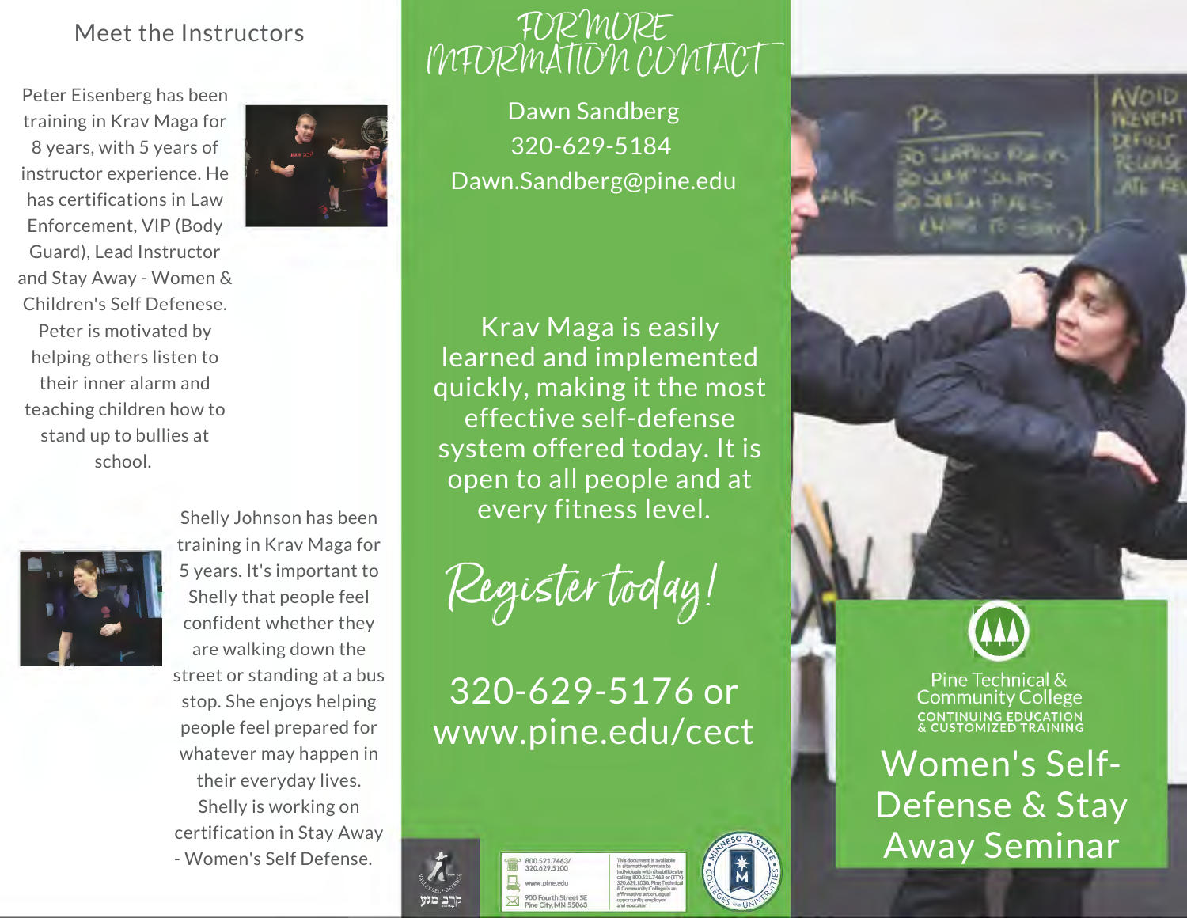## Meet the Instructors

Peter Eisenberg has been training in Krav Maga for 8 years, with 5 years of instructor experience. He has certifications in Law Enforcement, VIP (Body Guard), Lead Instructor and Stay Away - Women & Children's Self Defenese. Peter is motivated by helping others listen to their inner alarm and teaching children how to stand up to bullies at school.

Shelly Johnson has been training in Krav Maga for 5 years. It's important to Shelly that people feel confident whether they are walking down the street or standing at a bus stop. She enjoys helping people feel prepared for whatever may happen in their everyday lives. Shelly is working on certification in Stay Away - Women's Self Defense.

## FOR MORE INFORMATION CONTACT

Dawn Sandberg
320-629-5184
Dawn.Sandberg@pine.edu

Krav Maga is easily learned and implemented quickly, making it the most effective self-defense system offered today. It is open to all people and at every fitness level.

*Register today!*

320-629-5176 or
www.pine.edu/cect

800.521.7463/
320.629.5100
www.pine.edu
900 Fourth Street SE
Pine City, MN 55063

This document is available in alternative formats to individuals with disabilities by calling 800.521.7463 or (TTY) 320.629.1030. Pine Technical & Community College is an affirmative action, equal opportunity employer and educator.

Pine Technical & Community College
CONTINUING EDUCATION & CUSTOMIZED TRAINING

# Women's Self-Defense & Stay Away Seminar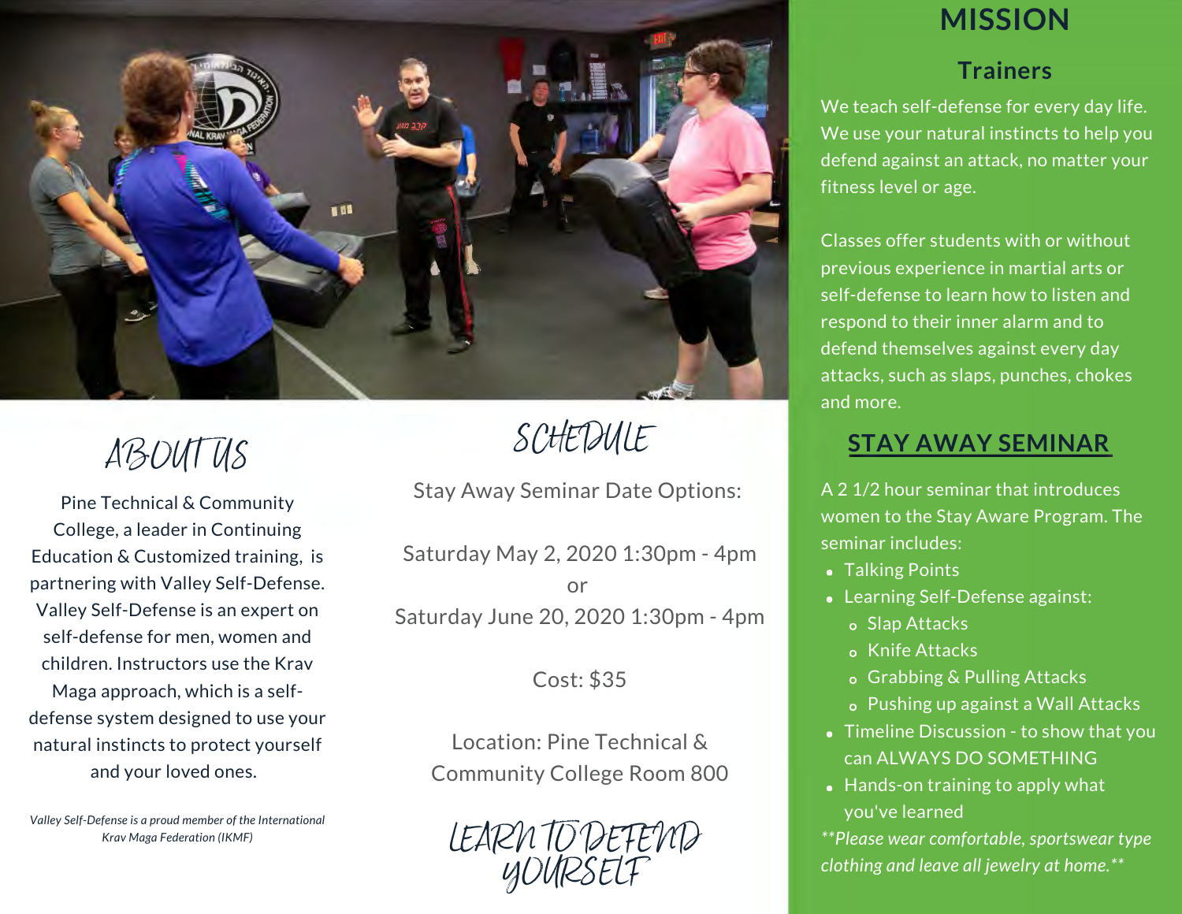## ABOUT US

Pine Technical & Community College, a leader in Continuing Education & Customized training, is partnering with Valley Self-Defense. Valley Self-Defense is an expert on self-defense for men, women and children. Instructors use the Krav Maga approach, which is a self-defense system designed to use your natural instincts to protect yourself and your loved ones.

*Valley Self-Defense is a proud member of the International Krav Maga Federation (IKMF)*

## SCHEDULE

Stay Away Seminar Date Options:

Saturday May 2, 2020 1:30pm - 4pm
or
Saturday June 20, 2020 1:30pm - 4pm

Cost: $35

Location: Pine Technical & Community College Room 800

## LEARN TO DEFEND YOURSELF

# MISSION

## Trainers

We teach self-defense for every day life. We use your natural instincts to help you defend against an attack, no matter your fitness level or age.

Classes offer students with or without previous experience in martial arts or self-defense to learn how to listen and respond to their inner alarm and to defend themselves against every day attacks, such as slaps, punches, chokes and more.

## STAY AWAY SEMINAR

A 2 1/2 hour seminar that introduces women to the Stay Aware Program. The seminar includes:

- Talking Points
- Learning Self-Defense against:
  - Slap Attacks
  - Knife Attacks
  - Grabbing & Pulling Attacks
  - Pushing up against a Wall Attacks
- Timeline Discussion - to show that you can ALWAYS DO SOMETHING
- Hands-on training to apply what you've learned

*\*\*Please wear comfortable, sportswear type clothing and leave all jewelry at home.\*\**